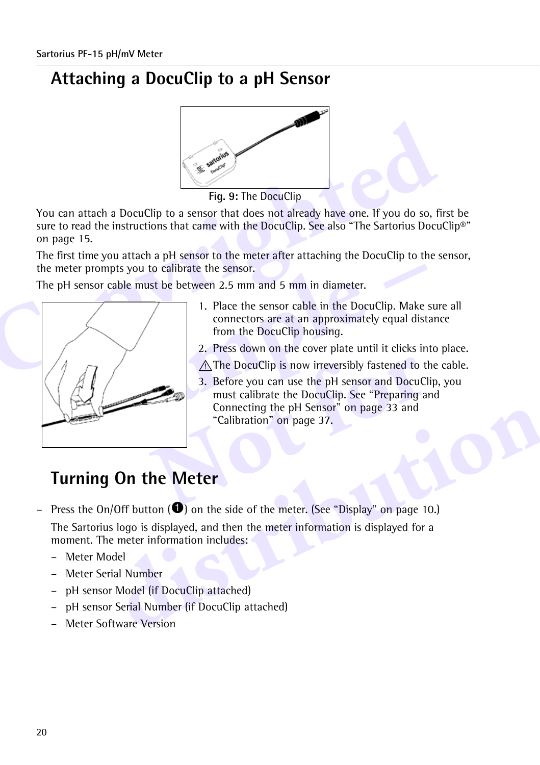## Attaching a DocuClip to a pH Sensor

**Fig. 9:** The DocuClip

You can attach a DocuClip to a sensor that does not already have one. If you do so, first be sure to read the instructions that came with the DocuClip. See also “The Sartorius DocuClip®” on page 15.

The first time you attach a pH sensor to the meter after attaching the DocuClip to the sensor, the meter prompts you to calibrate the sensor.

The pH sensor cable must be between 2.5 mm and 5 mm in diameter.

1. Place the sensor cable in the DocuClip. Make sure all connectors are at an approximately equal distance from the DocuClip housing.
2. Press down on the cover plate until it clicks into place.

⚠ The DocuClip is now irreversibly fastened to the cable.

3. Before you can use the pH sensor and DocuClip, you must calibrate the DocuClip. See “Preparing and Connecting the pH Sensor” on page 33 and “Calibration” on page 37.

## Turning On the Meter

– Press the On/Off button (❶) on the side of the meter. (See “Display” on page 10.)

The Sartorius logo is displayed, and then the meter information is displayed for a moment. The meter information includes:

- Meter Model
- Meter Serial Number
- pH sensor Model (if DocuClip attached)
- pH sensor Serial Number (if DocuClip attached)
- Meter Software Version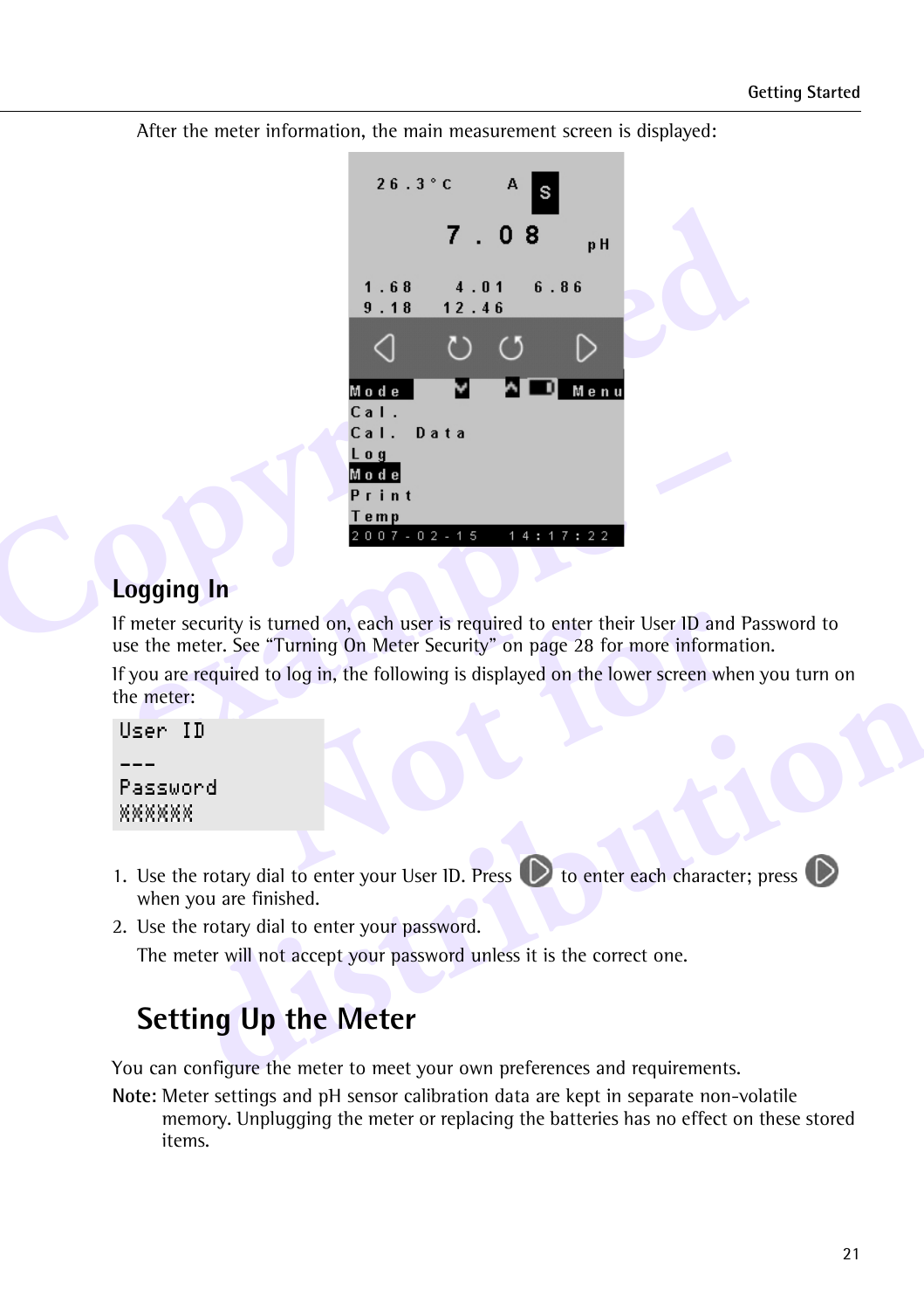After the meter information, the main measurement screen is displayed:

## Logging In

If meter security is turned on, each user is required to enter their User ID and Password to use the meter. See “Turning On Meter Security” on page 28 for more information.

If you are required to log in, the following is displayed on the lower screen when you turn on the meter:

```
User ID
---
Password
XXXXXX
```

1. Use the rotary dial to enter your User ID. Press ▷ to enter each character; press ▷ when you are finished.
2. Use the rotary dial to enter your password.

   The meter will not accept your password unless it is the correct one.

# Setting Up the Meter

You can configure the meter to meet your own preferences and requirements.

**Note:** Meter settings and pH sensor calibration data are kept in separate non-volatile memory. Unplugging the meter or replacing the batteries has no effect on these stored items.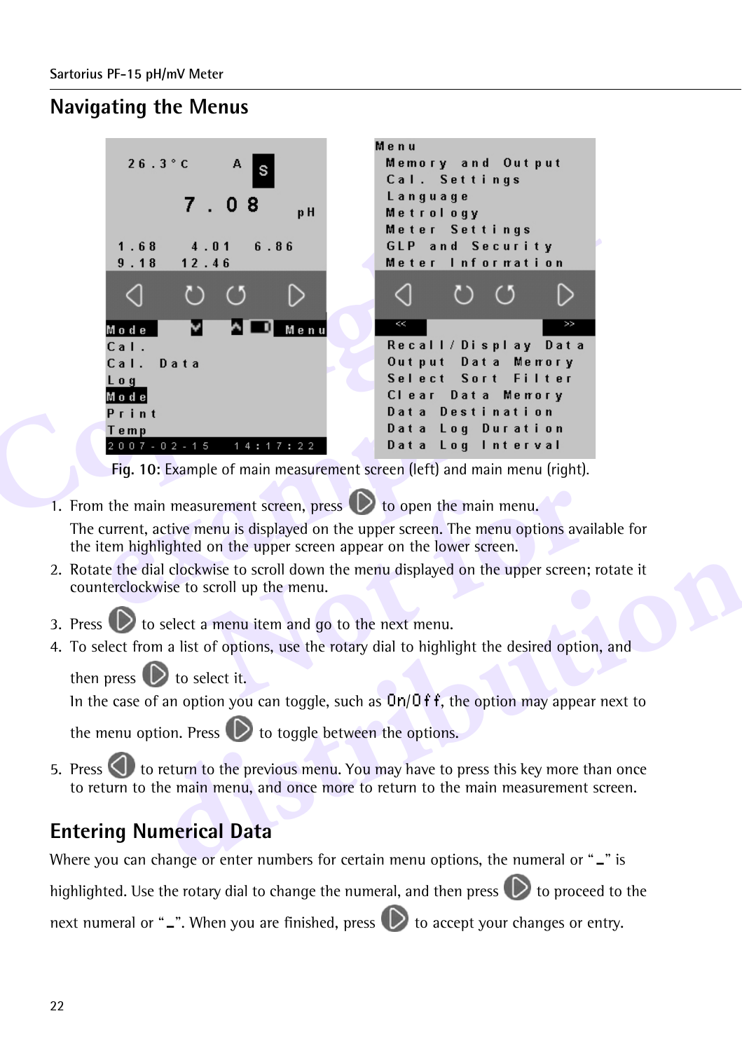## Navigating the Menus

Fig. 10: Example of main measurement screen (left) and main menu (right).

1. From the main measurement screen, press ▷ to open the main menu.

   The current, active menu is displayed on the upper screen. The menu options available for the item highlighted on the upper screen appear on the lower screen.
2. Rotate the dial clockwise to scroll down the menu displayed on the upper screen; rotate it counterclockwise to scroll up the menu.
3. Press ▷ to select a menu item and go to the next menu.
4. To select from a list of options, use the rotary dial to highlight the desired option, and then press ▷ to select it.

   In the case of an option you can toggle, such as On/Off, the option may appear next to the menu option. Press ▷ to toggle between the options.
5. Press ◁ to return to the previous menu. You may have to press this key more than once to return to the main menu, and once more to return to the main measurement screen.

## Entering Numerical Data

Where you can change or enter numbers for certain menu options, the numeral or "_" is highlighted. Use the rotary dial to change the numeral, and then press ▷ to proceed to the next numeral or "_". When you are finished, press ▷ to accept your changes or entry.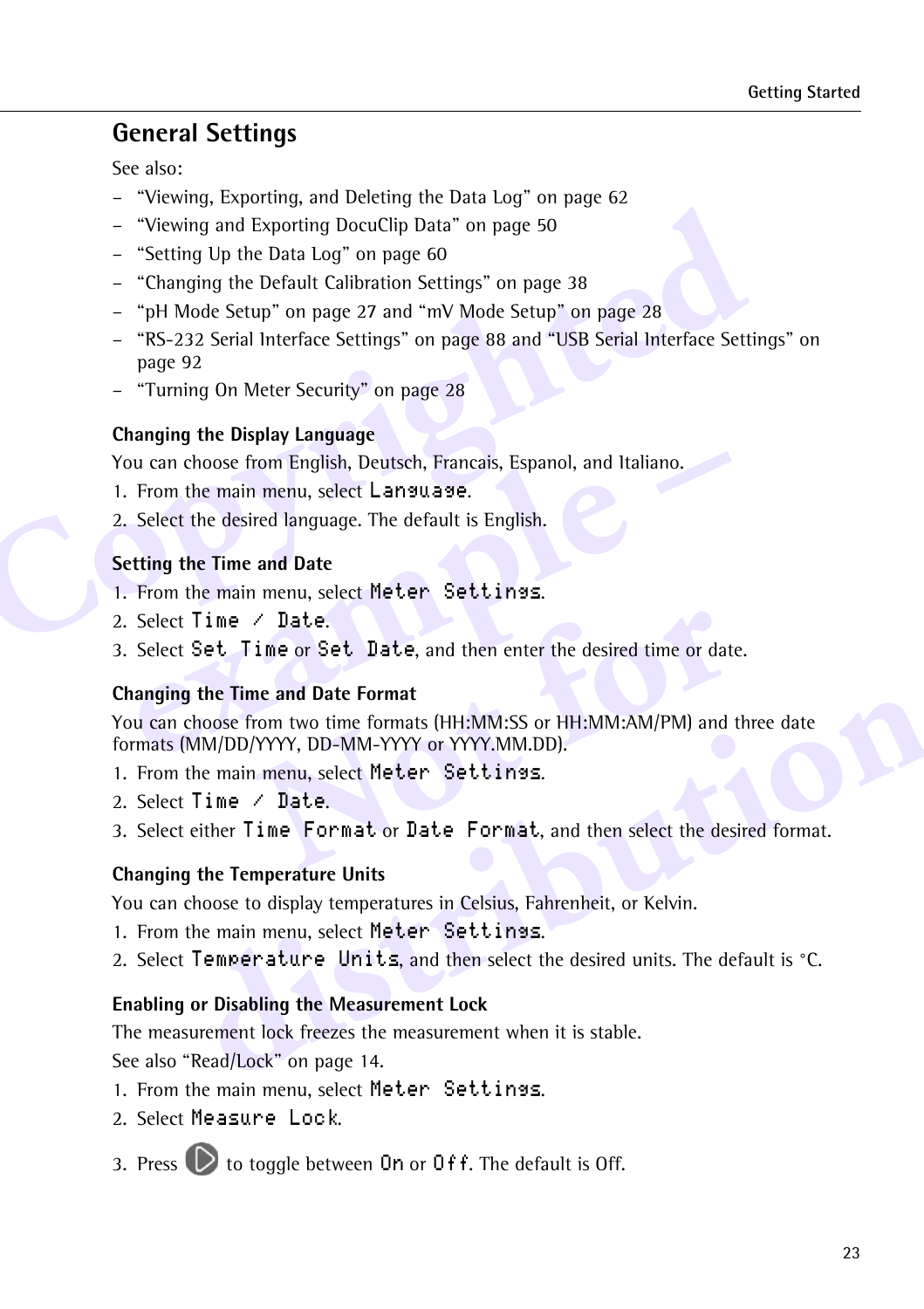## General Settings

See also:

– "Viewing, Exporting, and Deleting the Data Log" on page 62
– "Viewing and Exporting DocuClip Data" on page 50
– "Setting Up the Data Log" on page 60
– "Changing the Default Calibration Settings" on page 38
– "pH Mode Setup" on page 27 and "mV Mode Setup" on page 28
– "RS-232 Serial Interface Settings" on page 88 and "USB Serial Interface Settings" on page 92
– "Turning On Meter Security" on page 28

### Changing the Display Language

You can choose from English, Deutsch, Francais, Espanol, and Italiano.

1. From the main menu, select `Language`.
2. Select the desired language. The default is English.

### Setting the Time and Date

1. From the main menu, select `Meter Settings`.
2. Select `Time / Date`.
3. Select `Set Time` or `Set Date`, and then enter the desired time or date.

### Changing the Time and Date Format

You can choose from two time formats (HH:MM:SS or HH:MM:AM/PM) and three date formats (MM/DD/YYYY, DD-MM-YYYY or YYYY.MM.DD).

1. From the main menu, select `Meter Settings`.
2. Select `Time / Date`.
3. Select either `Time Format` or `Date Format`, and then select the desired format.

### Changing the Temperature Units

You can choose to display temperatures in Celsius, Fahrenheit, or Kelvin.

1. From the main menu, select `Meter Settings`.
2. Select `Temperature Units`, and then select the desired units. The default is °C.

### Enabling or Disabling the Measurement Lock

The measurement lock freezes the measurement when it is stable.

See also "Read/Lock" on page 14.

1. From the main menu, select `Meter Settings`.
2. Select `Measure Lock`.
3. Press ▷ to toggle between `On` or `Off`. The default is Off.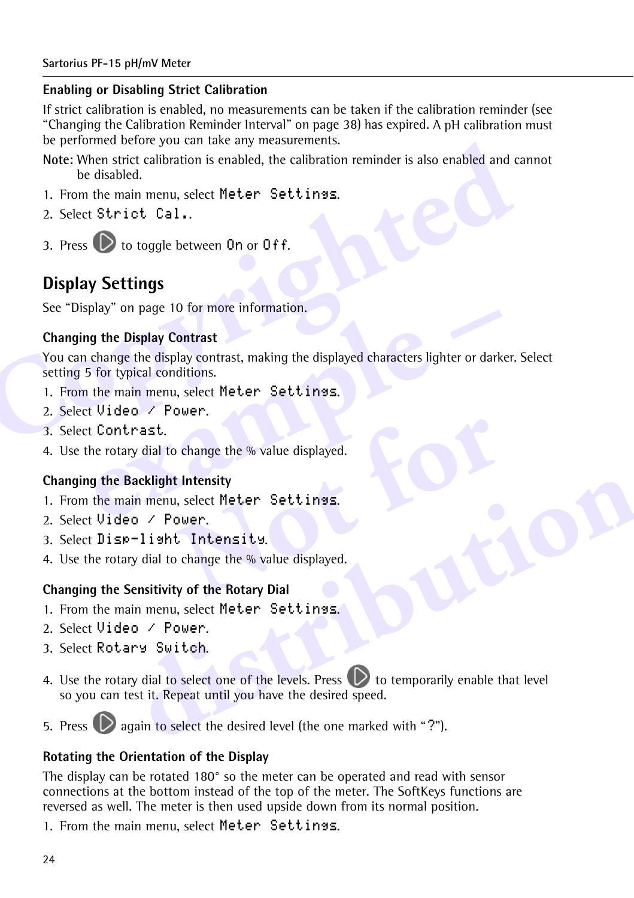### Enabling or Disabling Strict Calibration

If strict calibration is enabled, no measurements can be taken if the calibration reminder (see "Changing the Calibration Reminder Interval" on page 38) has expired. A pH calibration must be performed before you can take any measurements.

**Note:** When strict calibration is enabled, the calibration reminder is also enabled and cannot be disabled.

1. From the main menu, select `Meter Settings`.
2. Select `Strict Cal.`.
3. Press ▷ to toggle between `On` or `Off`.

## Display Settings

See "Display" on page 10 for more information.

### Changing the Display Contrast

You can change the display contrast, making the displayed characters lighter or darker. Select setting 5 for typical conditions.

1. From the main menu, select `Meter Settings`.
2. Select `Video / Power`.
3. Select `Contrast`.
4. Use the rotary dial to change the % value displayed.

### Changing the Backlight Intensity

1. From the main menu, select `Meter Settings`.
2. Select `Video / Power`.
3. Select `Disp-light Intensity`.
4. Use the rotary dial to change the % value displayed.

### Changing the Sensitivity of the Rotary Dial

1. From the main menu, select `Meter Settings`.
2. Select `Video / Power`.
3. Select `Rotary Switch`.
4. Use the rotary dial to select one of the levels. Press ▷ to temporarily enable that level so you can test it. Repeat until you have the desired speed.
5. Press ▷ again to select the desired level (the one marked with "`?`").

### Rotating the Orientation of the Display

The display can be rotated 180° so the meter can be operated and read with sensor connections at the bottom instead of the top of the meter. The SoftKeys functions are reversed as well. The meter is then used upside down from its normal position.

1. From the main menu, select `Meter Settings`.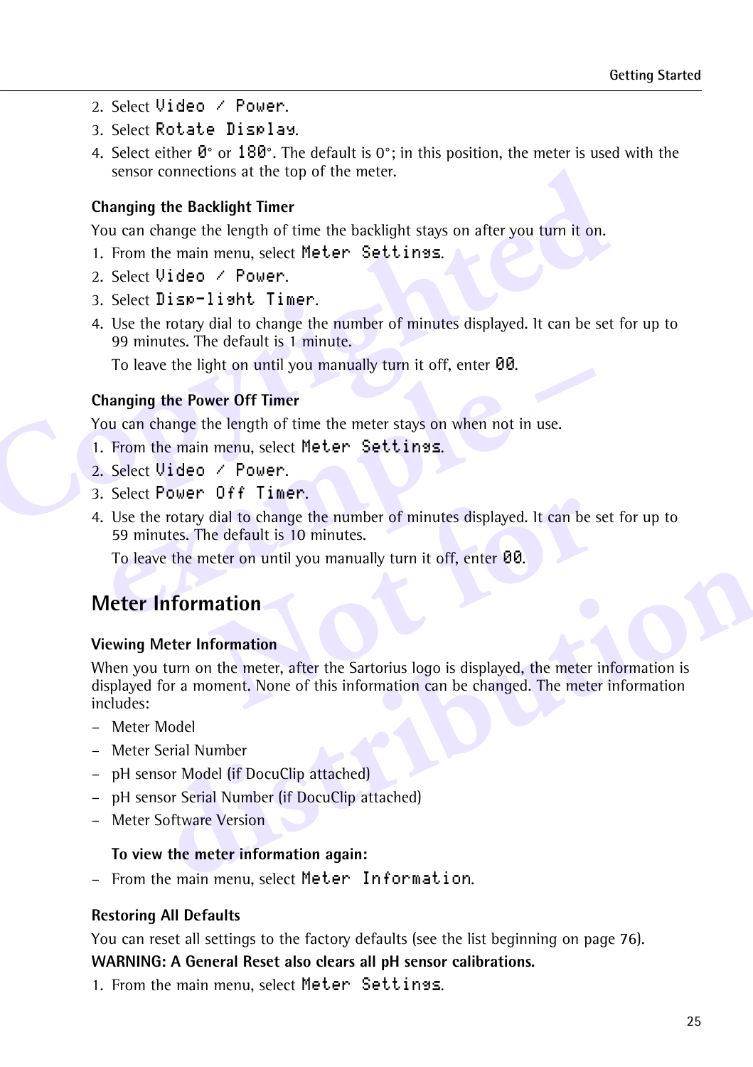2. Select Video / Power.
3. Select Rotate Display.
4. Select either 0° or 180°. The default is 0°; in this position, the meter is used with the sensor connections at the top of the meter.

### Changing the Backlight Timer

You can change the length of time the backlight stays on after you turn it on.

1. From the main menu, select Meter Settings.
2. Select Video / Power.
3. Select Disp-light Timer.
4. Use the rotary dial to change the number of minutes displayed. It can be set for up to 99 minutes. The default is 1 minute.

   To leave the light on until you manually turn it off, enter 00.

### Changing the Power Off Timer

You can change the length of time the meter stays on when not in use.

1. From the main menu, select Meter Settings.
2. Select Video / Power.
3. Select Power Off Timer.
4. Use the rotary dial to change the number of minutes displayed. It can be set for up to 59 minutes. The default is 10 minutes.

   To leave the meter on until you manually turn it off, enter 00.

## Meter Information

### Viewing Meter Information

When you turn on the meter, after the Sartorius logo is displayed, the meter information is displayed for a moment. None of this information can be changed. The meter information includes:

- Meter Model
- Meter Serial Number
- pH sensor Model (if DocuClip attached)
- pH sensor Serial Number (if DocuClip attached)
- Meter Software Version

**To view the meter information again:**

- From the main menu, select Meter Information.

### Restoring All Defaults

You can reset all settings to the factory defaults (see the list beginning on page 76).

**WARNING: A General Reset also clears all pH sensor calibrations.**

1. From the main menu, select Meter Settings.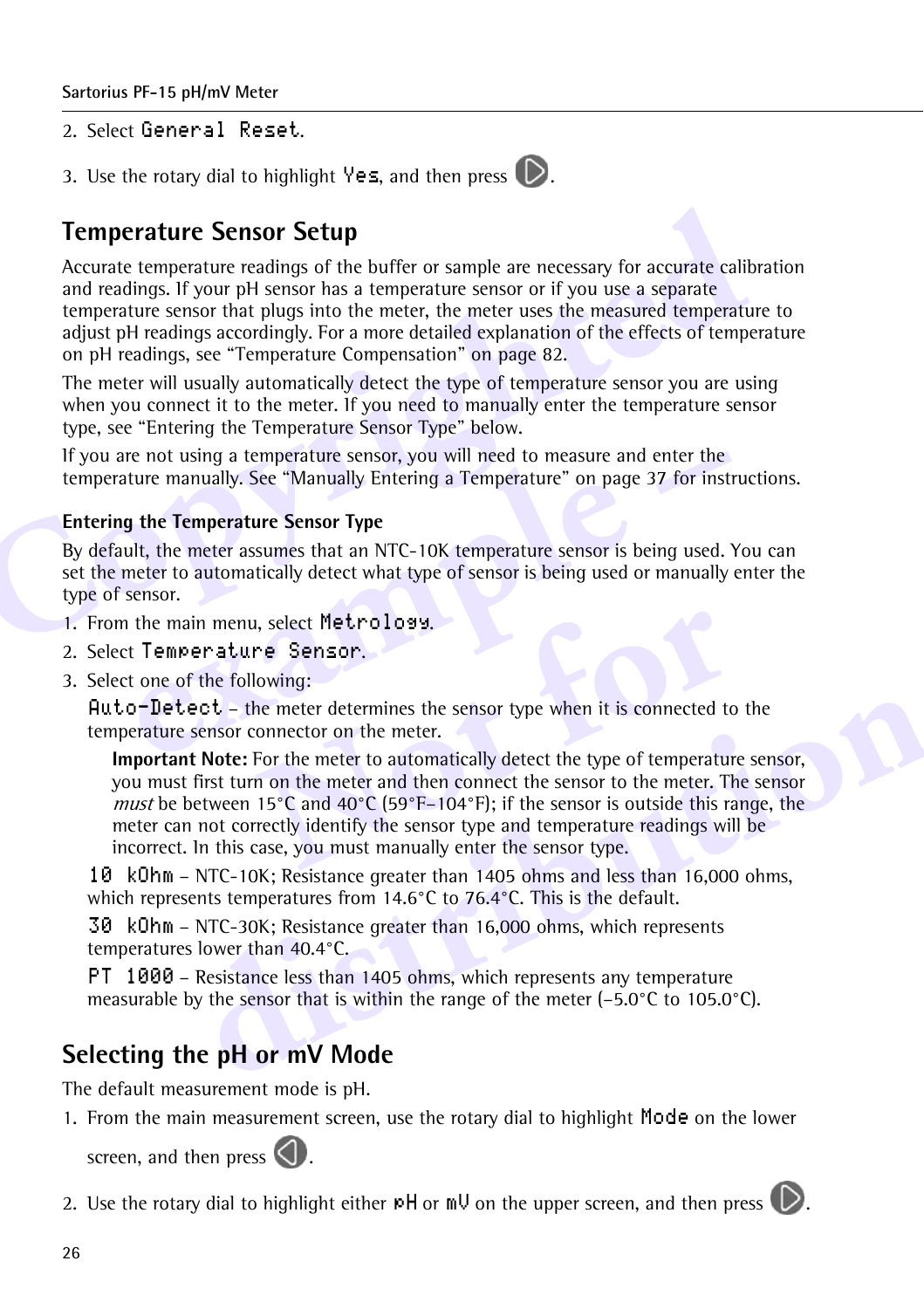2. Select `General Reset`.
3. Use the rotary dial to highlight `Yes`, and then press ▷.

## Temperature Sensor Setup

Accurate temperature readings of the buffer or sample are necessary for accurate calibration and readings. If your pH sensor has a temperature sensor or if you use a separate temperature sensor that plugs into the meter, the meter uses the measured temperature to adjust pH readings accordingly. For a more detailed explanation of the effects of temperature on pH readings, see “Temperature Compensation” on page 82.

The meter will usually automatically detect the type of temperature sensor you are using when you connect it to the meter. If you need to manually enter the temperature sensor type, see “Entering the Temperature Sensor Type” below.

If you are not using a temperature sensor, you will need to measure and enter the temperature manually. See “Manually Entering a Temperature” on page 37 for instructions.

### Entering the Temperature Sensor Type

By default, the meter assumes that an NTC-10K temperature sensor is being used. You can set the meter to automatically detect what type of sensor is being used or manually enter the type of sensor.

1. From the main menu, select `Metrology`.
2. Select `Temperature Sensor`.
3. Select one of the following:

   `Auto-Detect` – the meter determines the sensor type when it is connected to the temperature sensor connector on the meter.

   > **Important Note:** For the meter to automatically detect the type of temperature sensor, you must first turn on the meter and then connect the sensor to the meter. The sensor *must* be between 15°C and 40°C (59°F–104°F); if the sensor is outside this range, the meter can not correctly identify the sensor type and temperature readings will be incorrect. In this case, you must manually enter the sensor type.

   `10 kOhm` – NTC-10K; Resistance greater than 1405 ohms and less than 16,000 ohms, which represents temperatures from 14.6°C to 76.4°C. This is the default.

   `30 kOhm` – NTC-30K; Resistance greater than 16,000 ohms, which represents temperatures lower than 40.4°C.

   `PT 1000` – Resistance less than 1405 ohms, which represents any temperature measurable by the sensor that is within the range of the meter (–5.0°C to 105.0°C).

## Selecting the pH or mV Mode

The default measurement mode is pH.

1. From the main measurement screen, use the rotary dial to highlight `Mode` on the lower screen, and then press ◁.
2. Use the rotary dial to highlight either `pH` or `mV` on the upper screen, and then press ▷.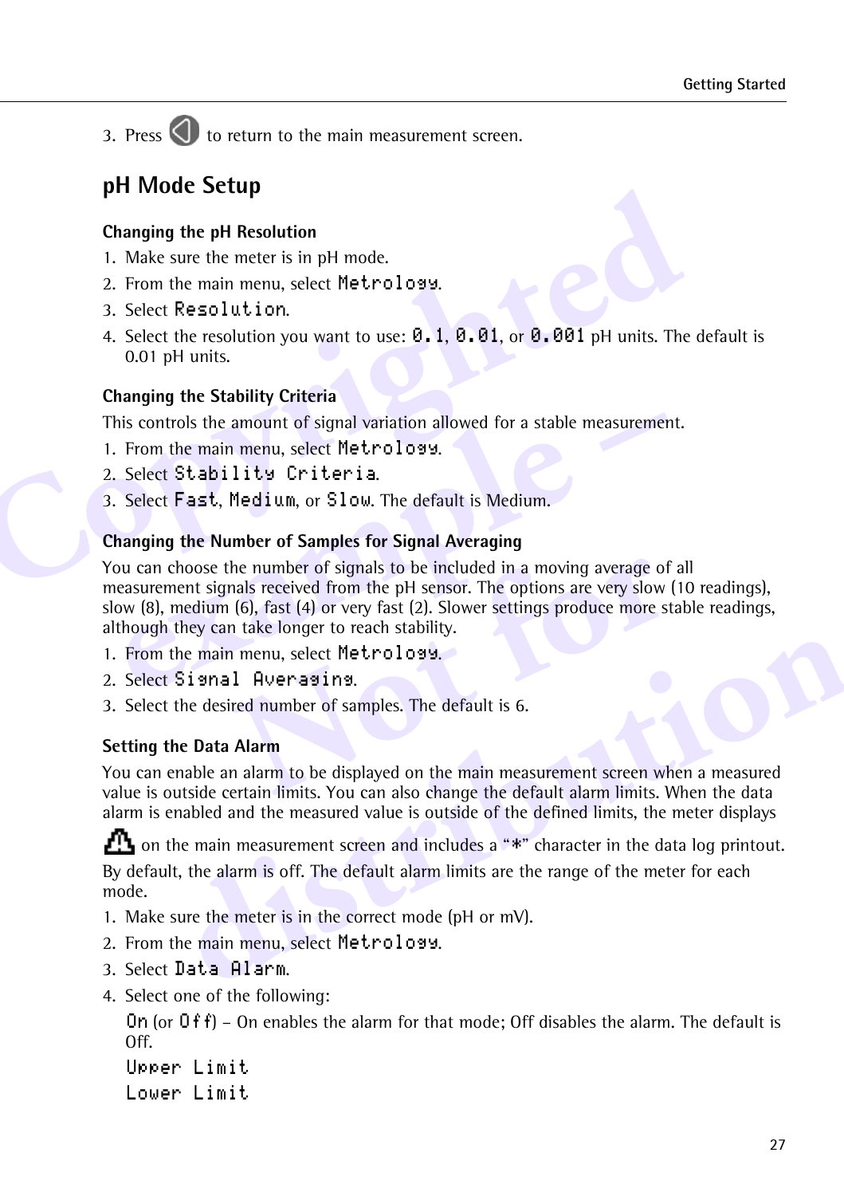3. Press ◁ to return to the main measurement screen.

## pH Mode Setup

### Changing the pH Resolution

1. Make sure the meter is in pH mode.
2. From the main menu, select `Metrology`.
3. Select `Resolution`.
4. Select the resolution you want to use: `0.1`, `0.01`, or `0.001` pH units. The default is 0.01 pH units.

### Changing the Stability Criteria

This controls the amount of signal variation allowed for a stable measurement.

1. From the main menu, select `Metrology`.
2. Select `Stability Criteria`.
3. Select `Fast`, `Medium`, or `Slow`. The default is Medium.

### Changing the Number of Samples for Signal Averaging

You can choose the number of signals to be included in a moving average of all measurement signals received from the pH sensor. The options are very slow (10 readings), slow (8), medium (6), fast (4) or very fast (2). Slower settings produce more stable readings, although they can take longer to reach stability.

1. From the main menu, select `Metrology`.
2. Select `Signal Averaging`.
3. Select the desired number of samples. The default is 6.

### Setting the Data Alarm

You can enable an alarm to be displayed on the main measurement screen when a measured value is outside certain limits. You can also change the default alarm limits. When the data alarm is enabled and the measured value is outside of the defined limits, the meter displays ⚠ on the main measurement screen and includes a "*" character in the data log printout.

By default, the alarm is off. The default alarm limits are the range of the meter for each mode.

1. Make sure the meter is in the correct mode (pH or mV).
2. From the main menu, select `Metrology`.
3. Select `Data Alarm`.
4. Select one of the following:

   `On` (or `Off`) – On enables the alarm for that mode; Off disables the alarm. The default is Off.

   `Upper Limit`

   `Lower Limit`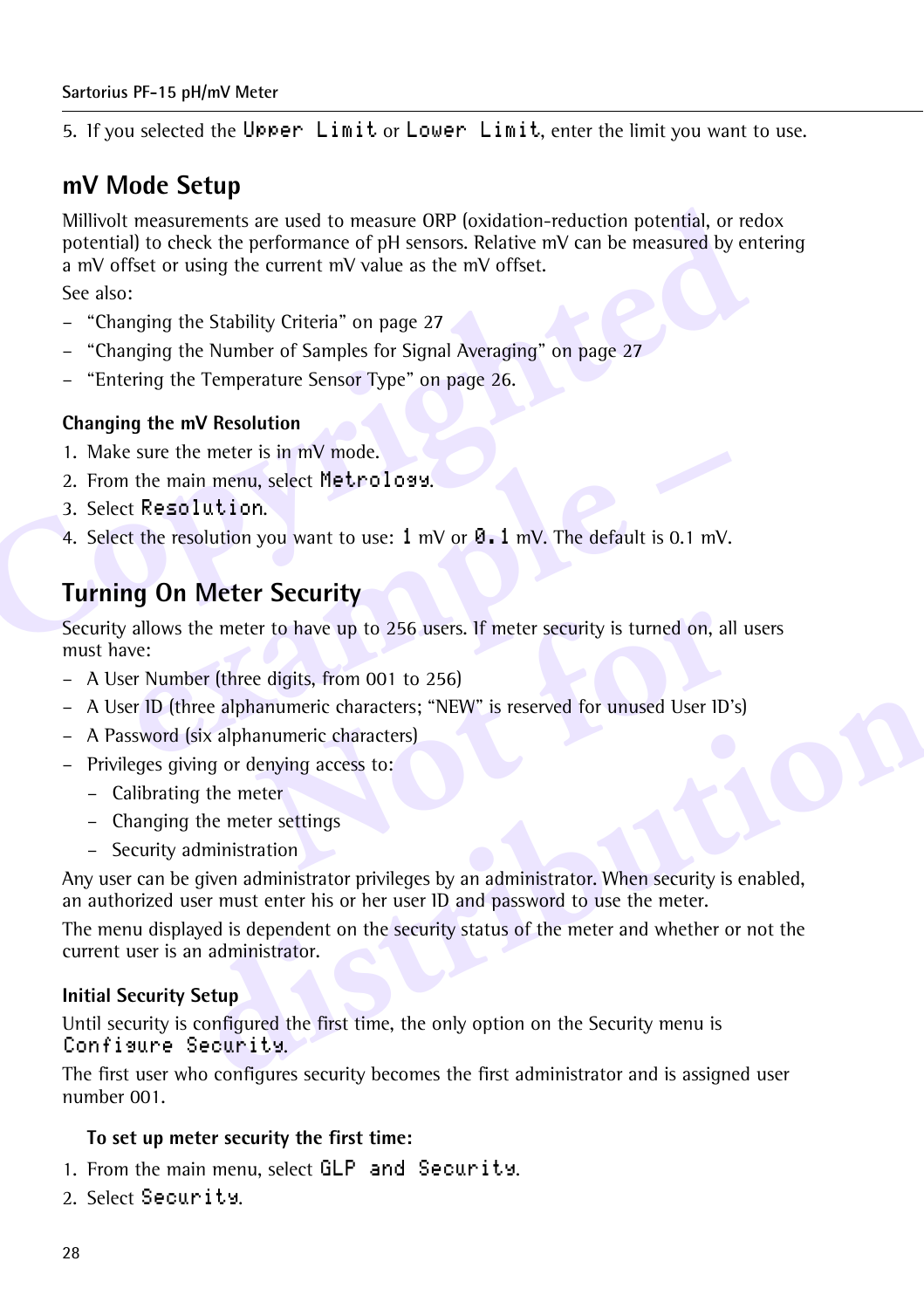5. If you selected the `Upper Limit` or `Lower Limit`, enter the limit you want to use.

## mV Mode Setup

Millivolt measurements are used to measure ORP (oxidation-reduction potential, or redox potential) to check the performance of pH sensors. Relative mV can be measured by entering a mV offset or using the current mV value as the mV offset.

See also:

- "Changing the Stability Criteria" on page 27
- "Changing the Number of Samples for Signal Averaging" on page 27
- "Entering the Temperature Sensor Type" on page 26.

### Changing the mV Resolution

1. Make sure the meter is in mV mode.
2. From the main menu, select `Metrology`.
3. Select `Resolution`.
4. Select the resolution you want to use: `1` mV or `0.1` mV. The default is 0.1 mV.

## Turning On Meter Security

Security allows the meter to have up to 256 users. If meter security is turned on, all users must have:

- A User Number (three digits, from 001 to 256)
- A User ID (three alphanumeric characters; "NEW" is reserved for unused User ID's)
- A Password (six alphanumeric characters)
- Privileges giving or denying access to:
  - Calibrating the meter
  - Changing the meter settings
  - Security administration

Any user can be given administrator privileges by an administrator. When security is enabled, an authorized user must enter his or her user ID and password to use the meter.

The menu displayed is dependent on the security status of the meter and whether or not the current user is an administrator.

### Initial Security Setup

Until security is configured the first time, the only option on the Security menu is `Configure Security`.

The first user who configures security becomes the first administrator and is assigned user number 001.

**To set up meter security the first time:**

1. From the main menu, select `GLP and Security`.
2. Select `Security`.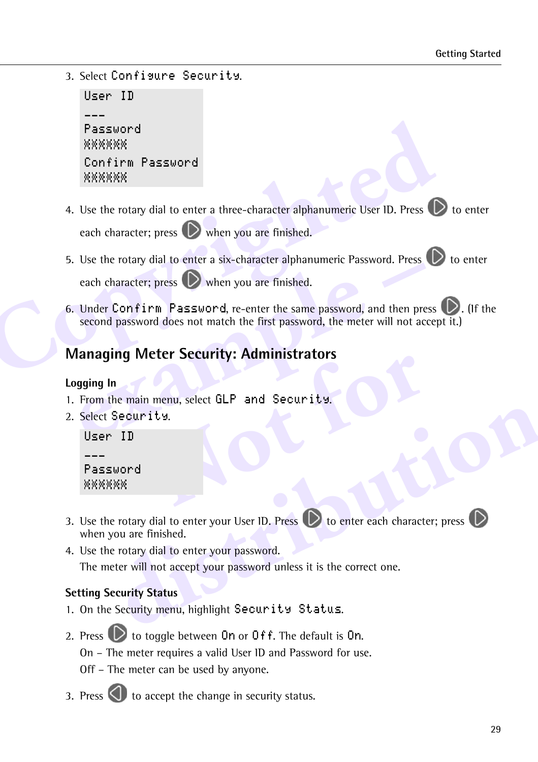3. Select `Configure Security`.

```
User ID
---
Password
XXXXXX
Confirm Password
XXXXXX
```

4. Use the rotary dial to enter a three-character alphanumeric User ID. Press ▷ to enter each character; press ▷ when you are finished.

5. Use the rotary dial to enter a six-character alphanumeric Password. Press ▷ to enter each character; press ▷ when you are finished.

6. Under `Confirm Password`, re-enter the same password, and then press ▷. (If the second password does not match the first password, the meter will not accept it.)

## Managing Meter Security: Administrators

### Logging In

1. From the main menu, select `GLP and Security`.
2. Select `Security`.

```
User ID
---
Password
XXXXXX
```

3. Use the rotary dial to enter your User ID. Press ▷ to enter each character; press ▷ when you are finished.
4. Use the rotary dial to enter your password.

   The meter will not accept your password unless it is the correct one.

### Setting Security Status

1. On the Security menu, highlight `Security Status`.

2. Press ▷ to toggle between `On` or `Off`. The default is `On`.

   On – The meter requires a valid User ID and Password for use.

   Off – The meter can be used by anyone.

3. Press ◁ to accept the change in security status.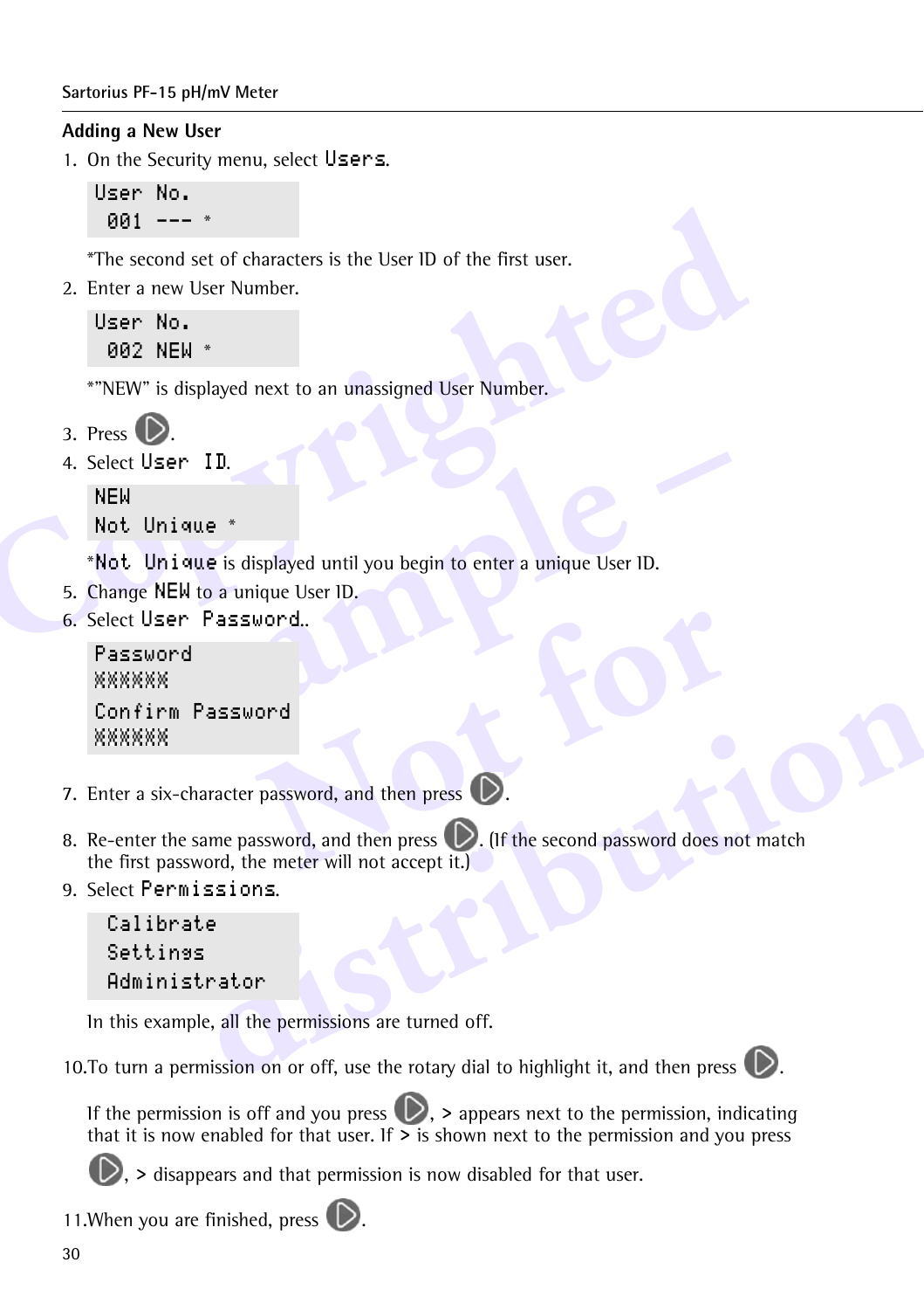## Adding a New User

1. On the Security menu, select Users.

```
User No.
 001 --- *
```

*The second set of characters is the User ID of the first user.

2. Enter a new User Number.

```
User No.
 002 NEW *
```

*"NEW" is displayed next to an unassigned User Number.

3. Press ▷.
4. Select User ID.

```
NEW
Not Unique *
```

*Not Unique is displayed until you begin to enter a unique User ID.

5. Change NEW to a unique User ID.
6. Select User Password..

```
Password
XXXXXX
Confirm Password
XXXXXX
```

7. Enter a six-character password, and then press ▷.
8. Re-enter the same password, and then press ▷. (If the second password does not match the first password, the meter will not accept it.)
9. Select Permissions.

```
 Calibrate
 Settings
 Administrator
```

In this example, all the permissions are turned off.

10. To turn a permission on or off, use the rotary dial to highlight it, and then press ▷.

If the permission is off and you press ▷, > appears next to the permission, indicating that it is now enabled for that user. If > is shown next to the permission and you press ▷, > disappears and that permission is now disabled for that user.

11. When you are finished, press ▷.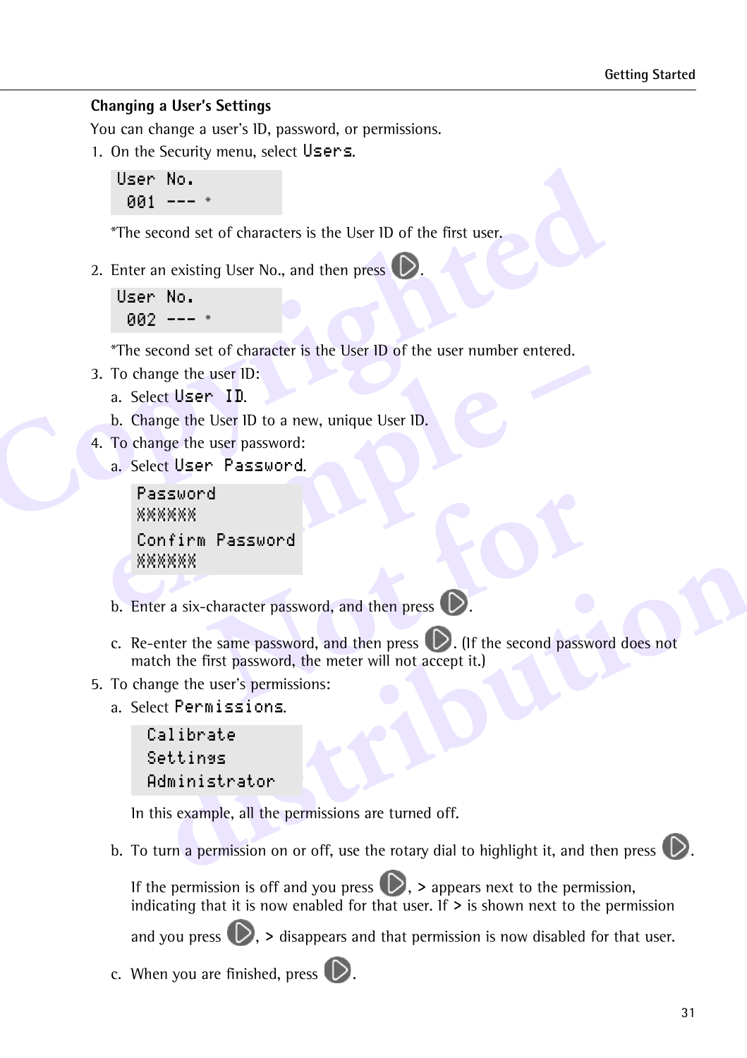## Changing a User's Settings

You can change a user's ID, password, or permissions.

1. On the Security menu, select `Users`.

   ```
   User No.
    001 --- *
   ```

   *The second set of characters is the User ID of the first user.

2. Enter an existing User No., and then press ▷.

   ```
   User No.
    002 --- *
   ```

   *The second set of character is the User ID of the user number entered.

3. To change the user ID:
   a. Select `User ID`.
   b. Change the User ID to a new, unique User ID.

4. To change the user password:
   a. Select `User Password`.

   ```
   Password
   XXXXXX
   Confirm Password
   XXXXXX
   ```

   b. Enter a six-character password, and then press ▷.
   c. Re-enter the same password, and then press ▷. (If the second password does not match the first password, the meter will not accept it.)

5. To change the user's permissions:
   a. Select `Permissions`.

   ```
    Calibrate
    Settings
    Administrator
   ```

   In this example, all the permissions are turned off.

   b. To turn a permission on or off, use the rotary dial to highlight it, and then press ▷.

   If the permission is off and you press ▷, **>** appears next to the permission, indicating that it is now enabled for that user. If **>** is shown next to the permission and you press ▷, **>** disappears and that permission is now disabled for that user.

   c. When you are finished, press ▷.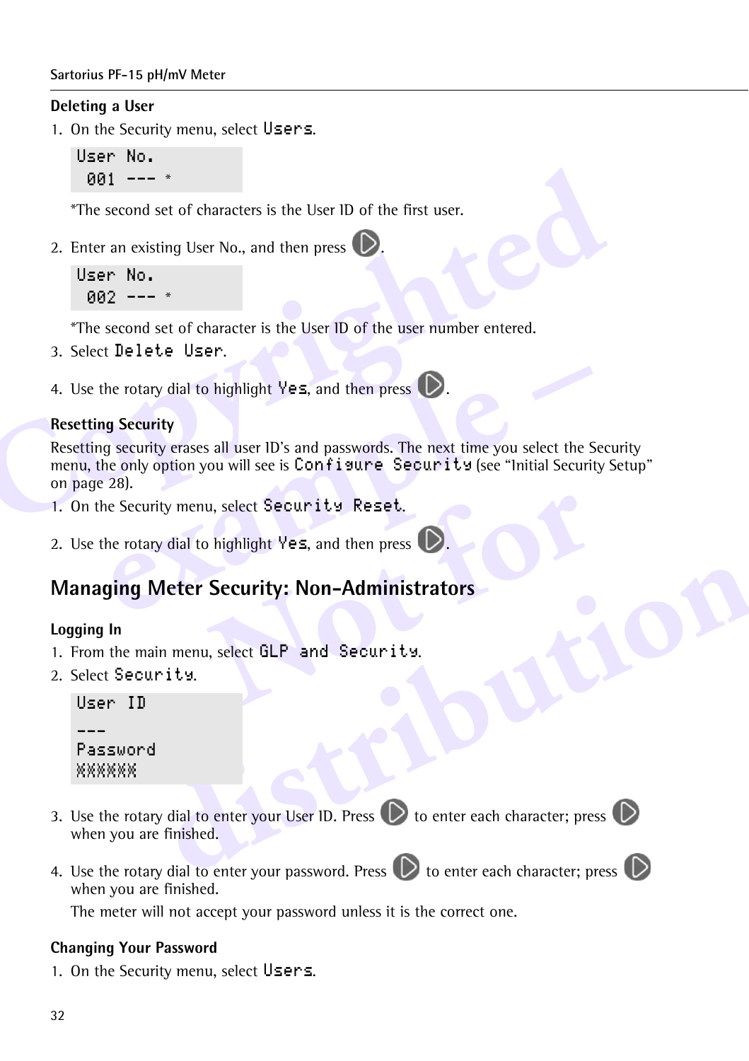### Deleting a User

1. On the Security menu, select `Users`.

```
User No.
 001 --- *
```

*The second set of characters is the User ID of the first user.

2. Enter an existing User No., and then press ▷.

```
User No.
 002 --- *
```

*The second set of character is the User ID of the user number entered.

3. Select `Delete User`.
4. Use the rotary dial to highlight `Yes`, and then press ▷.

### Resetting Security

Resetting security erases all user ID's and passwords. The next time you select the Security menu, the only option you will see is `Configure Security` (see "Initial Security Setup" on page 28).

1. On the Security menu, select `Security Reset`.
2. Use the rotary dial to highlight `Yes`, and then press ▷.

## Managing Meter Security: Non-Administrators

### Logging In

1. From the main menu, select `GLP and Security`.
2. Select `Security`.

```
User ID
---
Password
XXXXXX
```

3. Use the rotary dial to enter your User ID. Press ▷ to enter each character; press ▷ when you are finished.
4. Use the rotary dial to enter your password. Press ▷ to enter each character; press ▷ when you are finished.

   The meter will not accept your password unless it is the correct one.

### Changing Your Password

1. On the Security menu, select `Users`.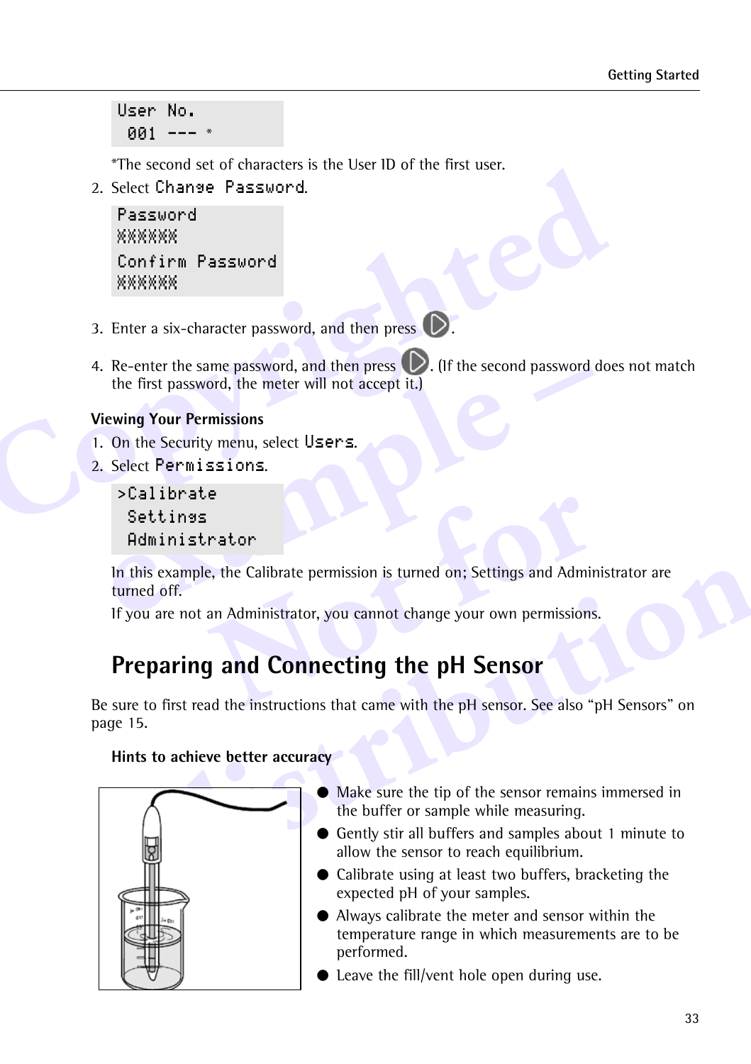```
User No.
 001 --- *
```

*The second set of characters is the User ID of the first user.

2. Select `Change Password`.

```
Password
XXXXXX
Confirm Password
XXXXXX
```

3. Enter a six-character password, and then press ▷.

4. Re-enter the same password, and then press ▷. (If the second password does not match the first password, the meter will not accept it.)

**Viewing Your Permissions**

1. On the Security menu, select `Users`.
2. Select `Permissions`.

```
>Calibrate
 Settings
 Administrator
```

In this example, the Calibrate permission is turned on; Settings and Administrator are turned off.

If you are not an Administrator, you cannot change your own permissions.

## Preparing and Connecting the pH Sensor

Be sure to first read the instructions that came with the pH sensor. See also “pH Sensors” on page 15.

**Hints to achieve better accuracy**

- Make sure the tip of the sensor remains immersed in the buffer or sample while measuring.
- Gently stir all buffers and samples about 1 minute to allow the sensor to reach equilibrium.
- Calibrate using at least two buffers, bracketing the expected pH of your samples.
- Always calibrate the meter and sensor within the temperature range in which measurements are to be performed.
- Leave the fill/vent hole open during use.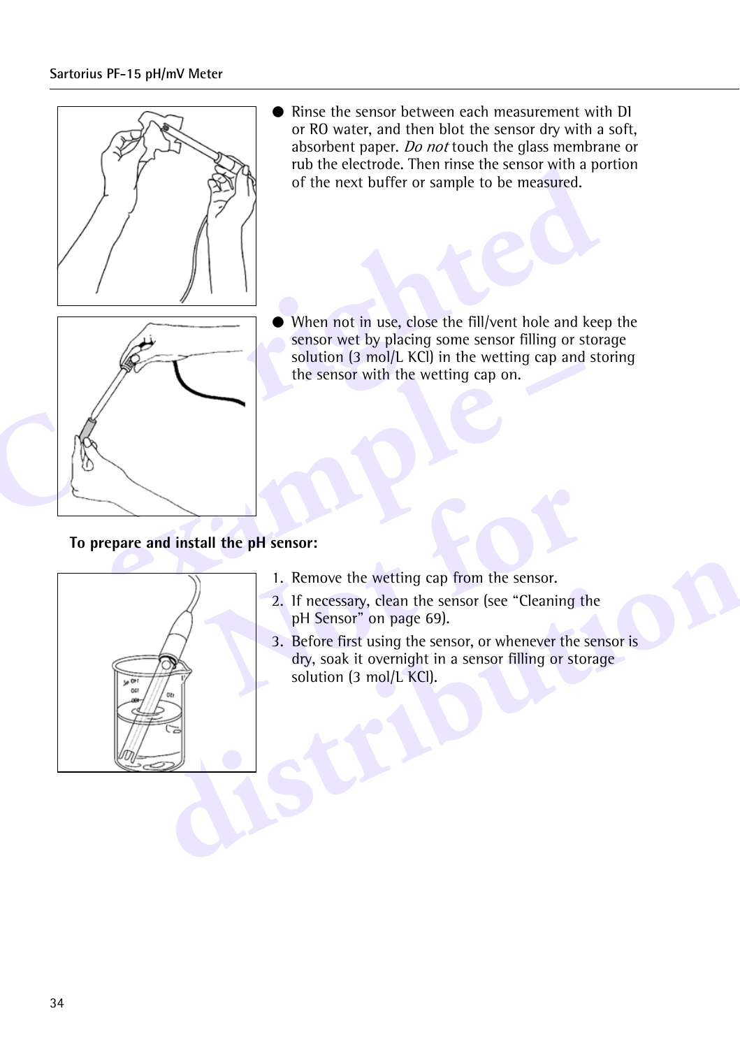- Rinse the sensor between each measurement with DI or RO water, and then blot the sensor dry with a soft, absorbent paper. *Do not* touch the glass membrane or rub the electrode. Then rinse the sensor with a portion of the next buffer or sample to be measured.

- When not in use, close the fill/vent hole and keep the sensor wet by placing some sensor filling or storage solution (3 mol/L KCl) in the wetting cap and storing the sensor with the wetting cap on.

**To prepare and install the pH sensor:**

1. Remove the wetting cap from the sensor.
2. If necessary, clean the sensor (see “Cleaning the pH Sensor” on page 69).
3. Before first using the sensor, or whenever the sensor is dry, soak it overnight in a sensor filling or storage solution (3 mol/L KCl).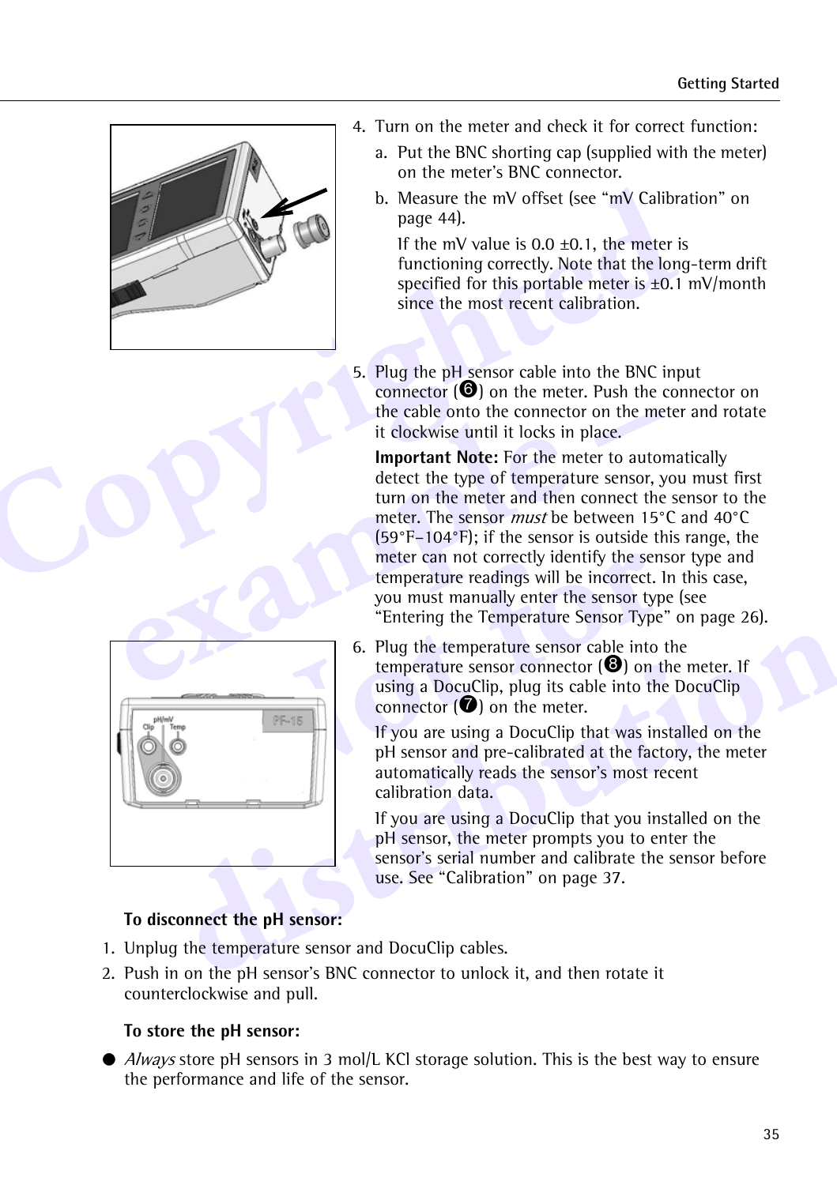4. Turn on the meter and check it for correct function:

   a. Put the BNC shorting cap (supplied with the meter) on the meter's BNC connector.

   b. Measure the mV offset (see "mV Calibration" on page 44).

      If the mV value is 0.0 ±0.1, the meter is functioning correctly. Note that the long-term drift specified for this portable meter is ±0.1 mV/month since the most recent calibration.

5. Plug the pH sensor cable into the BNC input connector (❻) on the meter. Push the connector on the cable onto the connector on the meter and rotate it clockwise until it locks in place.

   **Important Note:** For the meter to automatically detect the type of temperature sensor, you must first turn on the meter and then connect the sensor to the meter. The sensor *must* be between 15°C and 40°C (59°F–104°F); if the sensor is outside this range, the meter can not correctly identify the sensor type and temperature readings will be incorrect. In this case, you must manually enter the sensor type (see "Entering the Temperature Sensor Type" on page 26).

6. Plug the temperature sensor cable into the temperature sensor connector (❽) on the meter. If using a DocuClip, plug its cable into the DocuClip connector (❼) on the meter.

   If you are using a DocuClip that was installed on the pH sensor and pre-calibrated at the factory, the meter automatically reads the sensor's most recent calibration data.

   If you are using a DocuClip that you installed on the pH sensor, the meter prompts you to enter the sensor's serial number and calibrate the sensor before use. See "Calibration" on page 37.

**To disconnect the pH sensor:**

1. Unplug the temperature sensor and DocuClip cables.
2. Push in on the pH sensor's BNC connector to unlock it, and then rotate it counterclockwise and pull.

**To store the pH sensor:**

- *Always* store pH sensors in 3 mol/L KCl storage solution. This is the best way to ensure the performance and life of the sensor.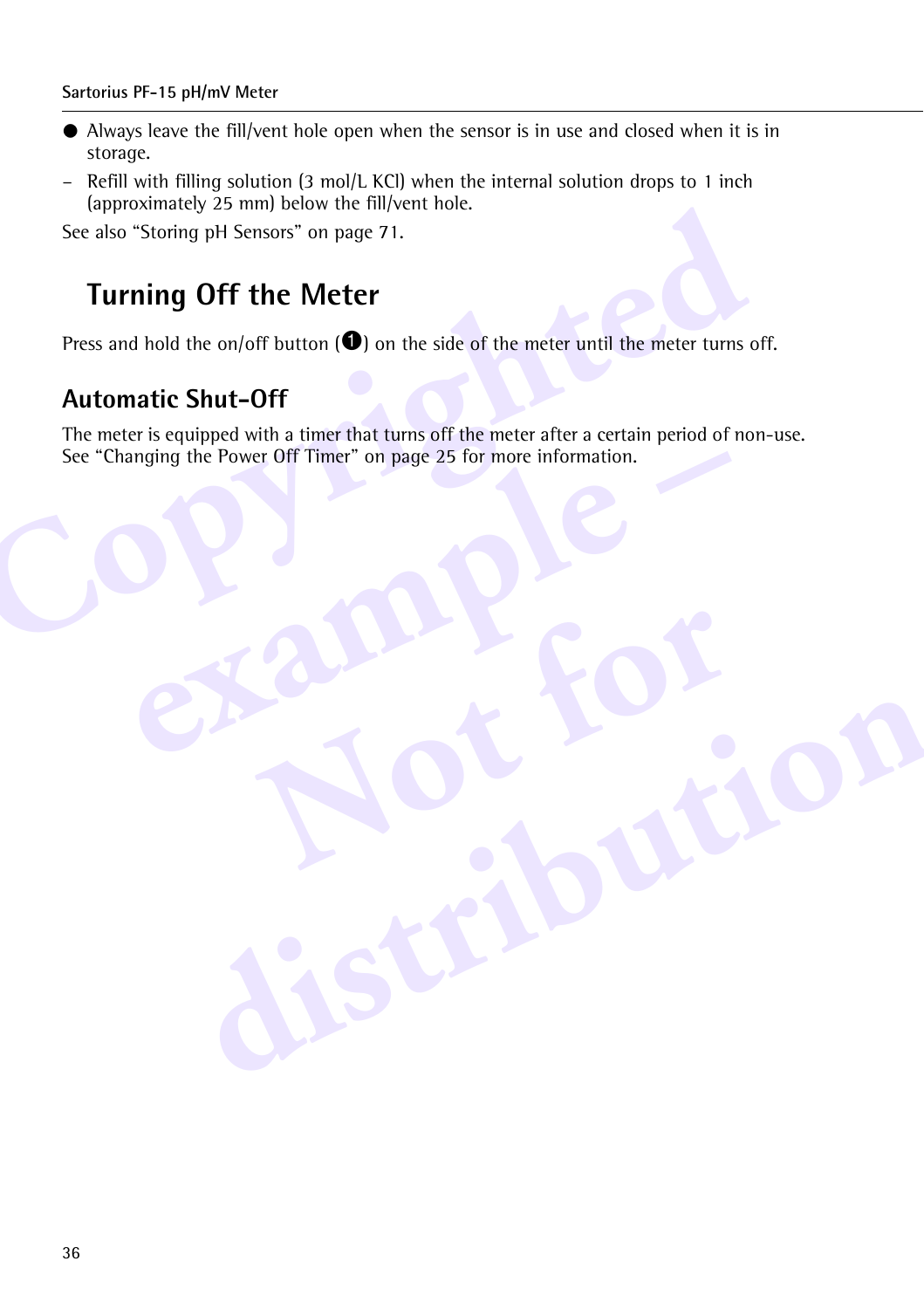- Always leave the fill/vent hole open when the sensor is in use and closed when it is in storage.
  - Refill with filling solution (3 mol/L KCl) when the internal solution drops to 1 inch (approximately 25 mm) below the fill/vent hole.

See also “Storing pH Sensors” on page 71.

## Turning Off the Meter

Press and hold the on/off button (❶) on the side of the meter until the meter turns off.

### Automatic Shut-Off

The meter is equipped with a timer that turns off the meter after a certain period of non-use. See “Changing the Power Off Timer” on page 25 for more information.